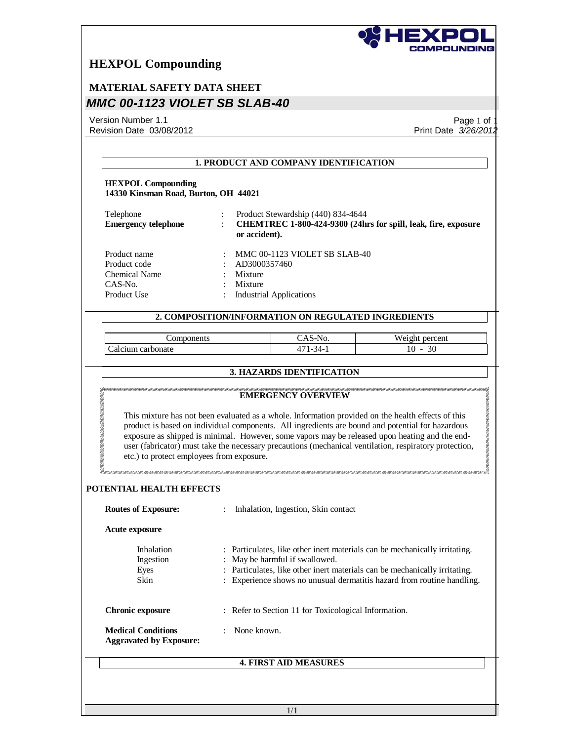# HEXPOL Compounding

## MATERIAL SAFETY DATA SHEET

## *MMC 00-1123 VIOLET SB SLAB-40*

Version Number 1.1
Revision Date 03/08/2012

Print Date *3/26/2012*

### 1. PRODUCT AND COMPANY IDENTIFICATION

**HEXPOL Compounding**
**14330 Kinsman Road, Burton, OH 44021**

| | | |
|---|---|---|
| Telephone | : | Product Stewardship (440) 834-4644 |
| **Emergency telephone** | : | **CHEMTREC 1-800-424-9300 (24hrs for spill, leak, fire, exposure or accident).** |

| | | |
|---|---|---|
| Product name | : | MMC 00-1123 VIOLET SB SLAB-40 |
| Product code | : | AD3000357460 |
| Chemical Name | : | Mixture |
| CAS-No. | : | Mixture |
| Product Use | : | Industrial Applications |

### 2. COMPOSITION/INFORMATION ON REGULATED INGREDIENTS

| Components | CAS-No. | Weight percent |
|---|---|---|
| Calcium carbonate | 471-34-1 | 10 - 30 |

### 3. HAZARDS IDENTIFICATION

**EMERGENCY OVERVIEW**

This mixture has not been evaluated as a whole. Information provided on the health effects of this product is based on individual components. All ingredients are bound and potential for hazardous exposure as shipped is minimal. However, some vapors may be released upon heating and the end-user (fabricator) must take the necessary precautions (mechanical ventilation, respiratory protection, etc.) to protect employees from exposure.

**POTENTIAL HEALTH EFFECTS**

**Routes of Exposure:** : Inhalation, Ingestion, Skin contact

**Acute exposure**

| | | |
|---|---|---|
| Inhalation | : | Particulates, like other inert materials can be mechanically irritating. |
| Ingestion | : | May be harmful if swallowed. |
| Eyes | : | Particulates, like other inert materials can be mechanically irritating. |
| Skin | : | Experience shows no unusual dermatitis hazard from routine handling. |

**Chronic exposure** : Refer to Section 11 for Toxicological Information.

**Medical Conditions Aggravated by Exposure:** : None known.

### 4. FIRST AID MEASURES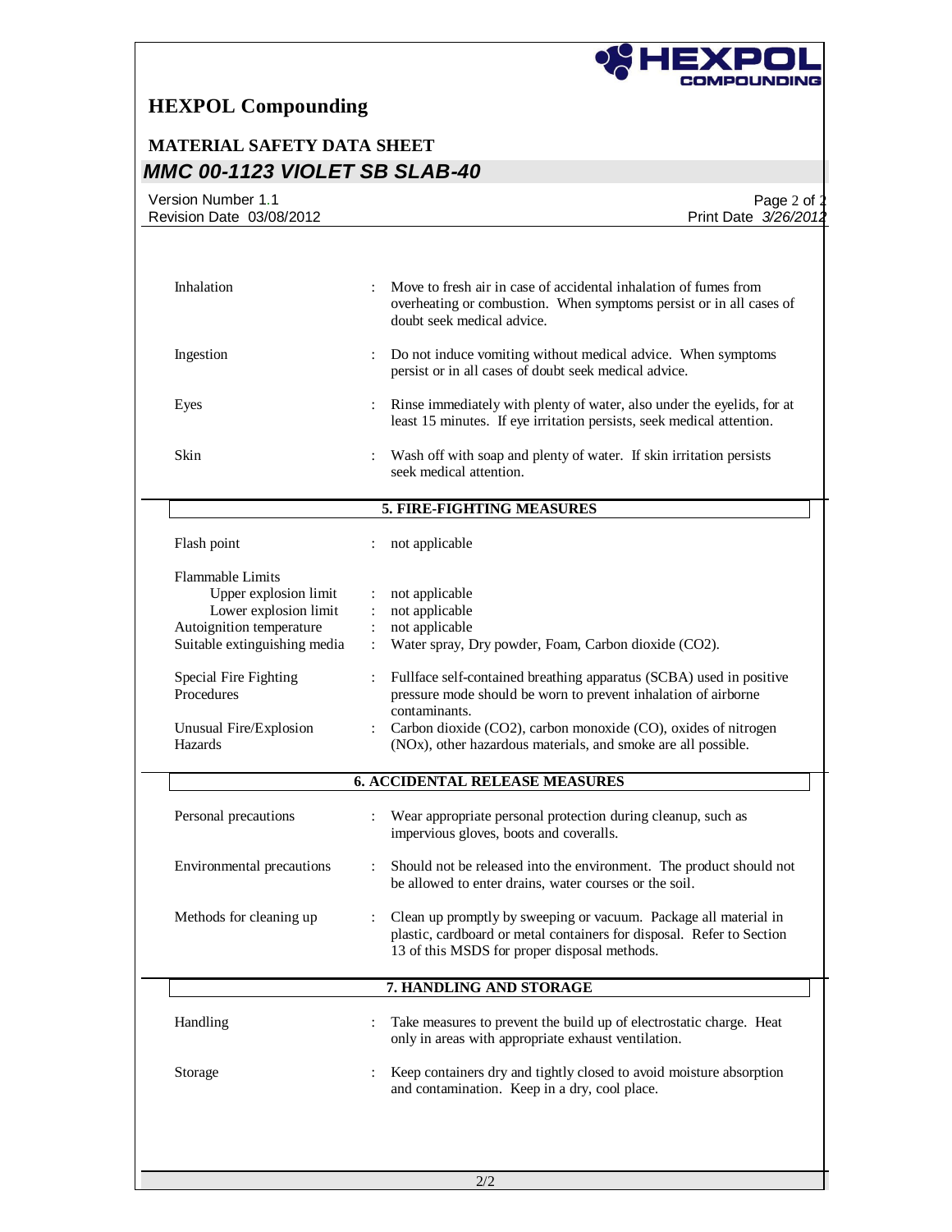| | |
|---|---|
| Inhalation | : Move to fresh air in case of accidental inhalation of fumes from overheating or combustion. When symptoms persist or in all cases of doubt seek medical advice. |
| Ingestion | : Do not induce vomiting without medical advice. When symptoms persist or in all cases of doubt seek medical advice. |
| Eyes | : Rinse immediately with plenty of water, also under the eyelids, for at least 15 minutes. If eye irritation persists, seek medical attention. |
| Skin | : Wash off with soap and plenty of water. If skin irritation persists seek medical attention. |

## 5. FIRE-FIGHTING MEASURES

| | |
|---|---|
| Flash point | : not applicable |
| Flammable Limits | |
| Upper explosion limit | : not applicable |
| Lower explosion limit | : not applicable |
| Autoignition temperature | : not applicable |
| Suitable extinguishing media | : Water spray, Dry powder, Foam, Carbon dioxide ($CO_2$). |
| Special Fire Fighting Procedures | : Fullface self-contained breathing apparatus (SCBA) used in positive pressure mode should be worn to prevent inhalation of airborne contaminants. |
| Unusual Fire/Explosion Hazards | : Carbon dioxide ($CO_2$), carbon monoxide (CO), oxides of nitrogen ($NO_x$), other hazardous materials, and smoke are all possible. |

## 6. ACCIDENTAL RELEASE MEASURES

| | |
|---|---|
| Personal precautions | : Wear appropriate personal protection during cleanup, such as impervious gloves, boots and coveralls. |
| Environmental precautions | : Should not be released into the environment. The product should not be allowed to enter drains, water courses or the soil. |
| Methods for cleaning up | : Clean up promptly by sweeping or vacuum. Package all material in plastic, cardboard or metal containers for disposal. Refer to Section 13 of this MSDS for proper disposal methods. |

## 7. HANDLING AND STORAGE

| | |
|---|---|
| Handling | : Take measures to prevent the build up of electrostatic charge. Heat only in areas with appropriate exhaust ventilation. |
| Storage | : Keep containers dry and tightly closed to avoid moisture absorption and contamination. Keep in a dry, cool place. |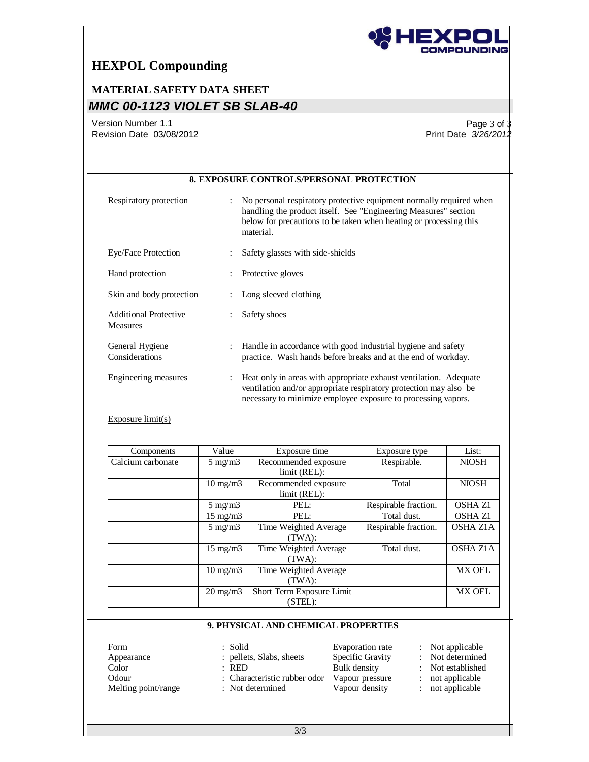## 8. EXPOSURE CONTROLS/PERSONAL PROTECTION

| | | |
|---|---|---|
| Respiratory protection | : | No personal respiratory protective equipment normally required when handling the product itself. See "Engineering Measures" section below for precautions to be taken when heating or processing this material. |
| Eye/Face Protection | : | Safety glasses with side-shields |
| Hand protection | : | Protective gloves |
| Skin and body protection | : | Long sleeved clothing |
| Additional Protective Measures | : | Safety shoes |
| General Hygiene Considerations | : | Handle in accordance with good industrial hygiene and safety practice. Wash hands before breaks and at the end of workday. |
| Engineering measures | : | Heat only in areas with appropriate exhaust ventilation. Adequate ventilation and/or appropriate respiratory protection may also be necessary to minimize employee exposure to processing vapors. |

Exposure limit(s)

| Components | Value | Exposure time | Exposure type | List: |
|---|---|---|---|---|
| Calcium carbonate | 5 mg/m3 | Recommended exposure limit (REL): | Respirable. | NIOSH |
| | 10 mg/m3 | Recommended exposure limit (REL): | Total | NIOSH |
| | 5 mg/m3 | PEL: | Respirable fraction. | OSHA Z1 |
| | 15 mg/m3 | PEL: | Total dust. | OSHA Z1 |
| | 5 mg/m3 | Time Weighted Average (TWA): | Respirable fraction. | OSHA Z1A |
| | 15 mg/m3 | Time Weighted Average (TWA): | Total dust. | OSHA Z1A |
| | 10 mg/m3 | Time Weighted Average (TWA): | | MX OEL |
| | 20 mg/m3 | Short Term Exposure Limit (STEL): | | MX OEL |

## 9. PHYSICAL AND CHEMICAL PROPERTIES

| | |
|---|---|
| Form | : Solid |
| Appearance | : pellets, Slabs, sheets |
| Color | : RED |
| Odour | : Characteristic rubber odor |
| Melting point/range | : Not determined |
| Evaporation rate | : Not applicable |
| Specific Gravity | : Not determined |
| Bulk density | : Not established |
| Vapour pressure | : not applicable |
| Vapour density | : not applicable |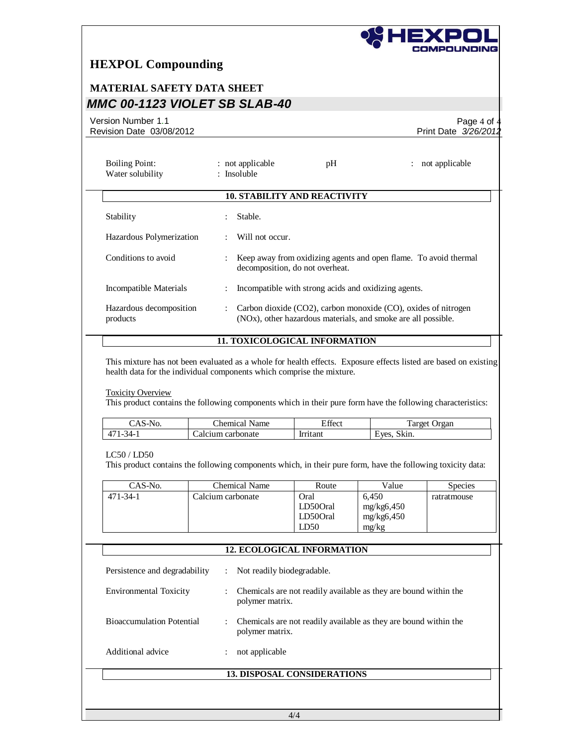# HEXPOL Compounding

## MATERIAL SAFETY DATA SHEET

## *MMC 00-1123 VIOLET SB SLAB-40*

Version Number 1.1
Revision Date 03/08/2012

Print Date *3/26/2012*

| | | | |
|---|---|---|---|
| Boiling Point: | : not applicable | pH | : not applicable |
| Water solubility | : Insoluble | | |

## 10. STABILITY AND REACTIVITY

| | |
|---|---|
| Stability | : Stable. |
| Hazardous Polymerization | : Will not occur. |
| Conditions to avoid | : Keep away from oxidizing agents and open flame. To avoid thermal decomposition, do not overheat. |
| Incompatible Materials | : Incompatible with strong acids and oxidizing agents. |
| Hazardous decomposition products | : Carbon dioxide ($CO_2$), carbon monoxide (CO), oxides of nitrogen ($NO_x$), other hazardous materials, and smoke are all possible. |

## 11. TOXICOLOGICAL INFORMATION

This mixture has not been evaluated as a whole for health effects. Exposure effects listed are based on existing health data for the individual components which comprise the mixture.

Toxicity Overview
This product contains the following components which in their pure form have the following characteristics:

| CAS-No. | Chemical Name | Effect | Target Organ |
|---|---|---|---|
| 471-34-1 | Calcium carbonate | Irritant | Eyes, Skin. |

LC50 / LD50
This product contains the following components which, in their pure form, have the following toxicity data:

| CAS-No. | Chemical Name | Route | Value | Species |
|---|---|---|---|---|
| 471-34-1 | Calcium carbonate | Oral LD50Oral LD50Oral LD50 | 6,450 mg/kg6,450 mg/kg6,450 mg/kg | ratratmouse |

## 12. ECOLOGICAL INFORMATION

| | |
|---|---|
| Persistence and degradability | : Not readily biodegradable. |
| Environmental Toxicity | : Chemicals are not readily available as they are bound within the polymer matrix. |
| Bioaccumulation Potential | : Chemicals are not readily available as they are bound within the polymer matrix. |
| Additional advice | : not applicable |

## 13. DISPOSAL CONSIDERATIONS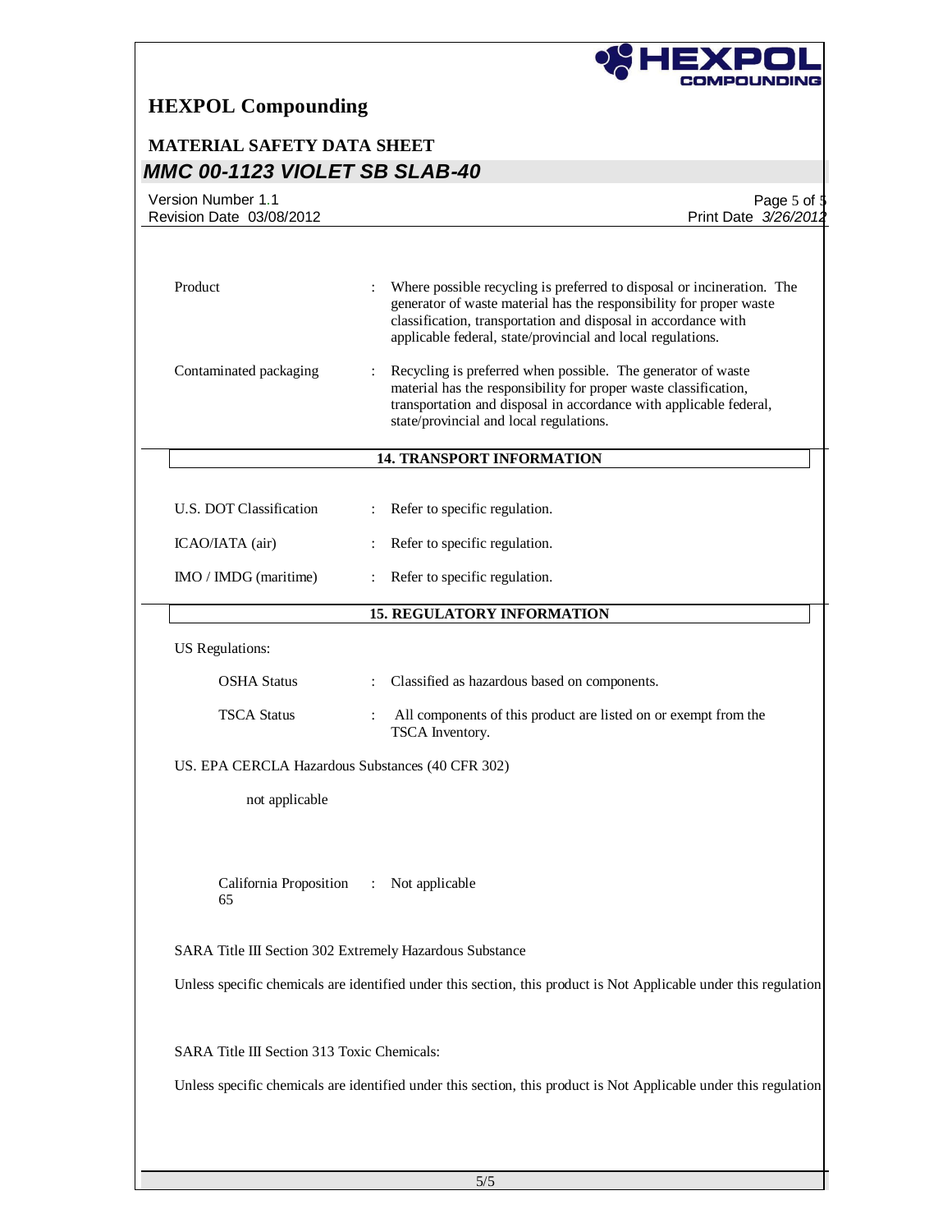| | | |
|---|---|---|
| Product | : | Where possible recycling is preferred to disposal or incineration. The generator of waste material has the responsibility for proper waste classification, transportation and disposal in accordance with applicable federal, state/provincial and local regulations. |
| Contaminated packaging | : | Recycling is preferred when possible. The generator of waste material has the responsibility for proper waste classification, transportation and disposal in accordance with applicable federal, state/provincial and local regulations. |

## 14. TRANSPORT INFORMATION

| | | |
|---|---|---|
| U.S. DOT Classification | : | Refer to specific regulation. |
| ICAO/IATA (air) | : | Refer to specific regulation. |
| IMO / IMDG (maritime) | : | Refer to specific regulation. |

## 15. REGULATORY INFORMATION

US Regulations:

| | | |
|---|---|---|
| OSHA Status | : | Classified as hazardous based on components. |
| TSCA Status | : | All components of this product are listed on or exempt from the TSCA Inventory. |

US. EPA CERCLA Hazardous Substances (40 CFR 302)

not applicable

| | | |
|---|---|---|
| California Proposition 65 | : | Not applicable |

SARA Title III Section 302 Extremely Hazardous Substance

Unless specific chemicals are identified under this section, this product is Not Applicable under this regulation

SARA Title III Section 313 Toxic Chemicals:

Unless specific chemicals are identified under this section, this product is Not Applicable under this regulation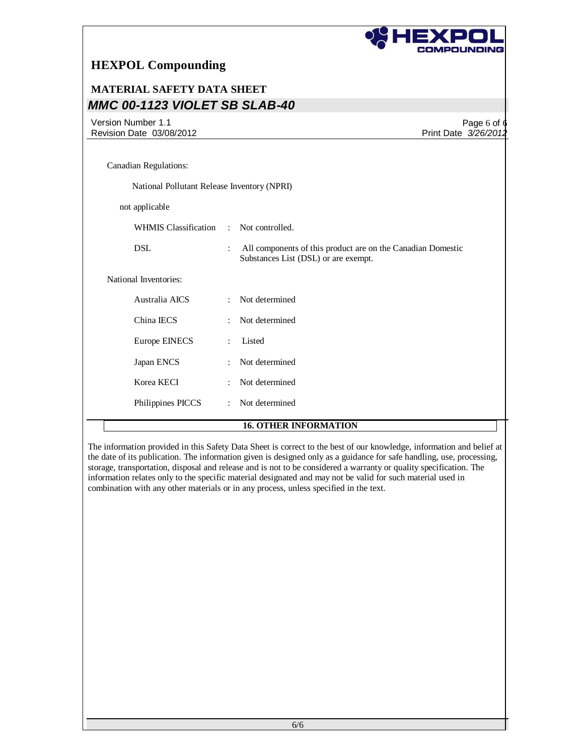Canadian Regulations:

National Pollutant Release Inventory (NPRI)

not applicable

| | | |
|---|---|---|
| WHMIS Classification | : | Not controlled. |
| DSL | : | All components of this product are on the Canadian Domestic Substances List (DSL) or are exempt. |

National Inventories:

| | | |
|---|---|---|
| Australia AICS | : | Not determined |
| China IECS | : | Not determined |
| Europe EINECS | : | Listed |
| Japan ENCS | : | Not determined |
| Korea KECI | : | Not determined |
| Philippines PICCS | : | Not determined |

## 16. OTHER INFORMATION

The information provided in this Safety Data Sheet is correct to the best of our knowledge, information and belief at the date of its publication. The information given is designed only as a guidance for safe handling, use, processing, storage, transportation, disposal and release and is not to be considered a warranty or quality specification. The information relates only to the specific material designated and may not be valid for such material used in combination with any other materials or in any process, unless specified in the text.